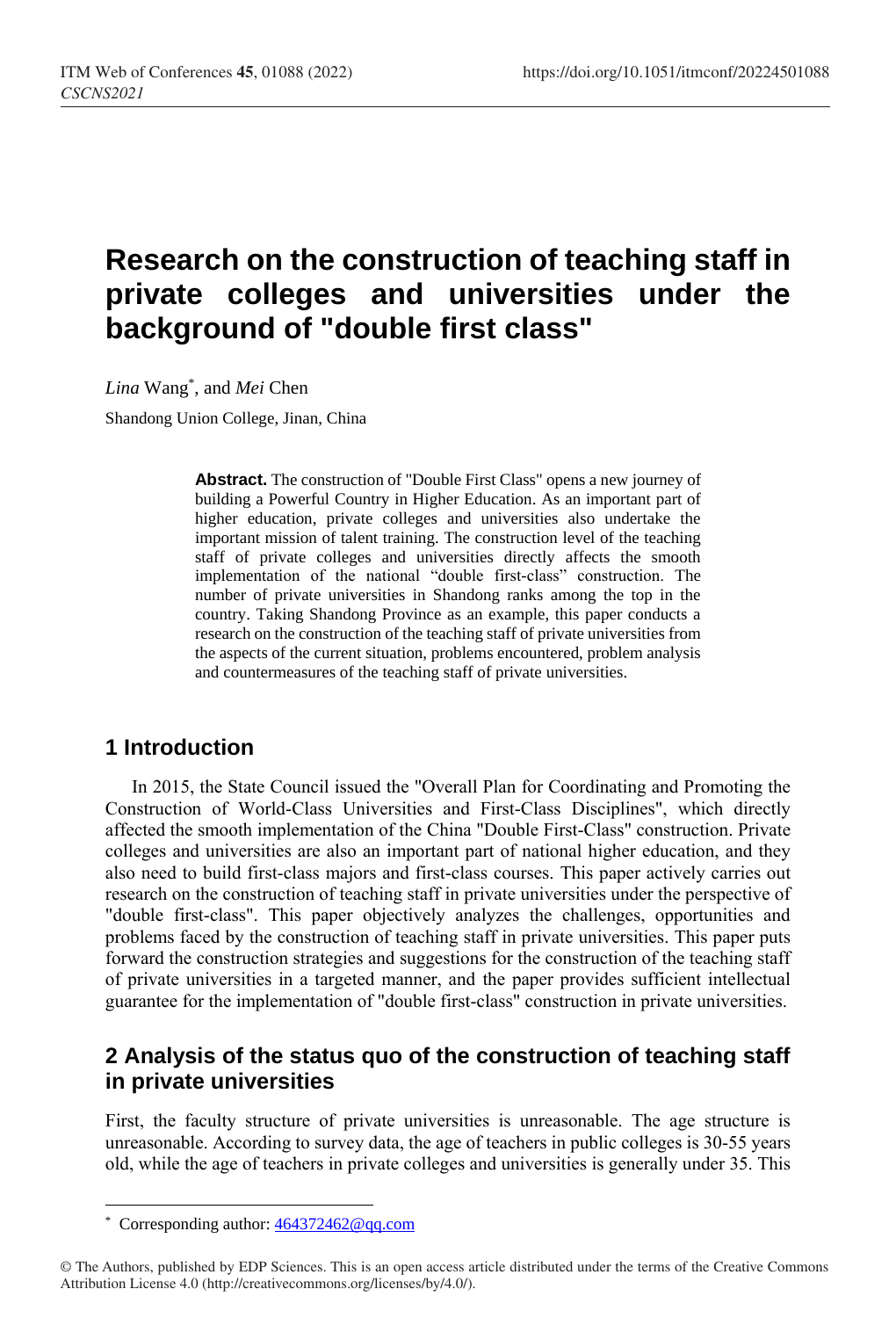# Research on the construction of teaching staff in private colleges and universities under the background of "double first class"

*Lina* Wang[*], and *Mei* Chen

Shandong Union College, Jinan, China

**Abstract.** The construction of "Double First Class" opens a new journey of building a Powerful Country in Higher Education. As an important part of higher education, private colleges and universities also undertake the important mission of talent training. The construction level of the teaching staff of private colleges and universities directly affects the smooth implementation of the national "double first-class" construction. The number of private universities in Shandong ranks among the top in the country. Taking Shandong Province as an example, this paper conducts a research on the construction of the teaching staff of private universities from the aspects of the current situation, problems encountered, problem analysis and countermeasures of the teaching staff of private universities.

## 1 Introduction

In 2015, the State Council issued the "Overall Plan for Coordinating and Promoting the Construction of World-Class Universities and First-Class Disciplines", which directly affected the smooth implementation of the China "Double First-Class" construction. Private colleges and universities are also an important part of national higher education, and they also need to build first-class majors and first-class courses. This paper actively carries out research on the construction of teaching staff in private universities under the perspective of "double first-class". This paper objectively analyzes the challenges, opportunities and problems faced by the construction of teaching staff in private universities. This paper puts forward the construction strategies and suggestions for the construction of the teaching staff of private universities in a targeted manner, and the paper provides sufficient intellectual guarantee for the implementation of "double first-class" construction in private universities.

## 2 Analysis of the status quo of the construction of teaching staff in private universities

First, the faculty structure of private universities is unreasonable. The age structure is unreasonable. According to survey data, the age of teachers in public colleges is 30-55 years old, while the age of teachers in private colleges and universities is generally under 35. This

[*] Corresponding author: 464372462@qq.com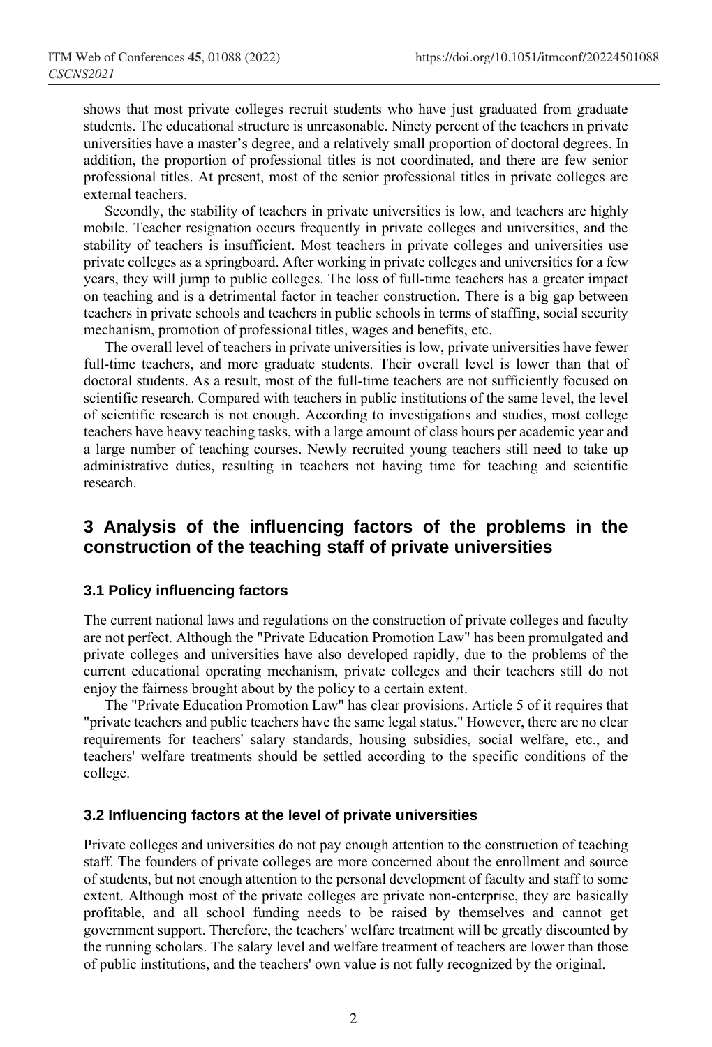shows that most private colleges recruit students who have just graduated from graduate students. The educational structure is unreasonable. Ninety percent of the teachers in private universities have a master's degree, and a relatively small proportion of doctoral degrees. In addition, the proportion of professional titles is not coordinated, and there are few senior professional titles. At present, most of the senior professional titles in private colleges are external teachers.

Secondly, the stability of teachers in private universities is low, and teachers are highly mobile. Teacher resignation occurs frequently in private colleges and universities, and the stability of teachers is insufficient. Most teachers in private colleges and universities use private colleges as a springboard. After working in private colleges and universities for a few years, they will jump to public colleges. The loss of full-time teachers has a greater impact on teaching and is a detrimental factor in teacher construction. There is a big gap between teachers in private schools and teachers in public schools in terms of staffing, social security mechanism, promotion of professional titles, wages and benefits, etc.

The overall level of teachers in private universities is low, private universities have fewer full-time teachers, and more graduate students. Their overall level is lower than that of doctoral students. As a result, most of the full-time teachers are not sufficiently focused on scientific research. Compared with teachers in public institutions of the same level, the level of scientific research is not enough. According to investigations and studies, most college teachers have heavy teaching tasks, with a large amount of class hours per academic year and a large number of teaching courses. Newly recruited young teachers still need to take up administrative duties, resulting in teachers not having time for teaching and scientific research.

## 3 Analysis of the influencing factors of the problems in the construction of the teaching staff of private universities

### 3.1 Policy influencing factors

The current national laws and regulations on the construction of private colleges and faculty are not perfect. Although the "Private Education Promotion Law" has been promulgated and private colleges and universities have also developed rapidly, due to the problems of the current educational operating mechanism, private colleges and their teachers still do not enjoy the fairness brought about by the policy to a certain extent.

The "Private Education Promotion Law" has clear provisions. Article 5 of it requires that "private teachers and public teachers have the same legal status." However, there are no clear requirements for teachers' salary standards, housing subsidies, social welfare, etc., and teachers' welfare treatments should be settled according to the specific conditions of the college.

### 3.2 Influencing factors at the level of private universities

Private colleges and universities do not pay enough attention to the construction of teaching staff. The founders of private colleges are more concerned about the enrollment and source of students, but not enough attention to the personal development of faculty and staff to some extent. Although most of the private colleges are private non-enterprise, they are basically profitable, and all school funding needs to be raised by themselves and cannot get government support. Therefore, the teachers' welfare treatment will be greatly discounted by the running scholars. The salary level and welfare treatment of teachers are lower than those of public institutions, and the teachers' own value is not fully recognized by the original.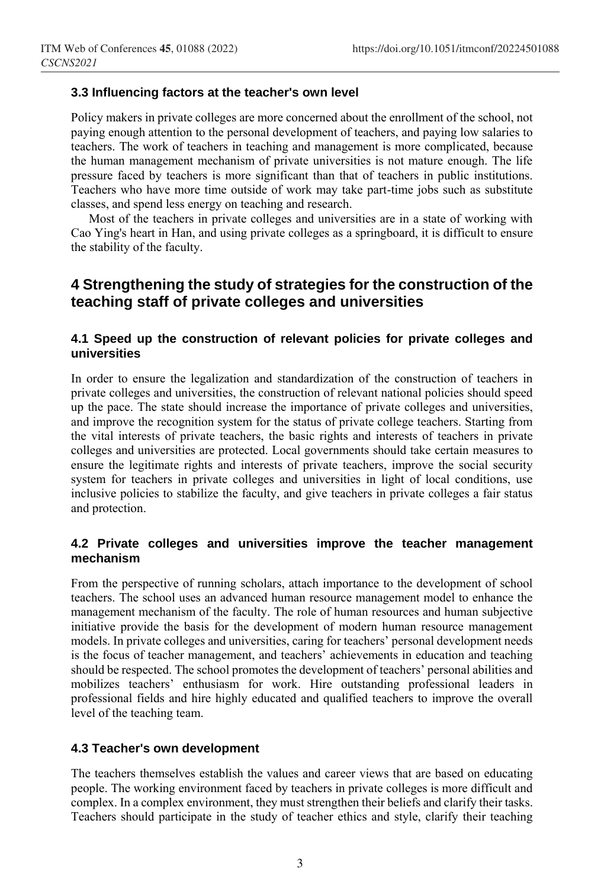### 3.3 Influencing factors at the teacher's own level

Policy makers in private colleges are more concerned about the enrollment of the school, not paying enough attention to the personal development of teachers, and paying low salaries to teachers. The work of teachers in teaching and management is more complicated, because the human management mechanism of private universities is not mature enough. The life pressure faced by teachers is more significant than that of teachers in public institutions. Teachers who have more time outside of work may take part-time jobs such as substitute classes, and spend less energy on teaching and research.

Most of the teachers in private colleges and universities are in a state of working with Cao Ying's heart in Han, and using private colleges as a springboard, it is difficult to ensure the stability of the faculty.

## 4 Strengthening the study of strategies for the construction of the teaching staff of private colleges and universities

### 4.1 Speed up the construction of relevant policies for private colleges and universities

In order to ensure the legalization and standardization of the construction of teachers in private colleges and universities, the construction of relevant national policies should speed up the pace. The state should increase the importance of private colleges and universities, and improve the recognition system for the status of private college teachers. Starting from the vital interests of private teachers, the basic rights and interests of teachers in private colleges and universities are protected. Local governments should take certain measures to ensure the legitimate rights and interests of private teachers, improve the social security system for teachers in private colleges and universities in light of local conditions, use inclusive policies to stabilize the faculty, and give teachers in private colleges a fair status and protection.

### 4.2 Private colleges and universities improve the teacher management mechanism

From the perspective of running scholars, attach importance to the development of school teachers. The school uses an advanced human resource management model to enhance the management mechanism of the faculty. The role of human resources and human subjective initiative provide the basis for the development of modern human resource management models. In private colleges and universities, caring for teachers' personal development needs is the focus of teacher management, and teachers' achievements in education and teaching should be respected. The school promotes the development of teachers' personal abilities and mobilizes teachers' enthusiasm for work. Hire outstanding professional leaders in professional fields and hire highly educated and qualified teachers to improve the overall level of the teaching team.

### 4.3 Teacher's own development

The teachers themselves establish the values and career views that are based on educating people. The working environment faced by teachers in private colleges is more difficult and complex. In a complex environment, they must strengthen their beliefs and clarify their tasks. Teachers should participate in the study of teacher ethics and style, clarify their teaching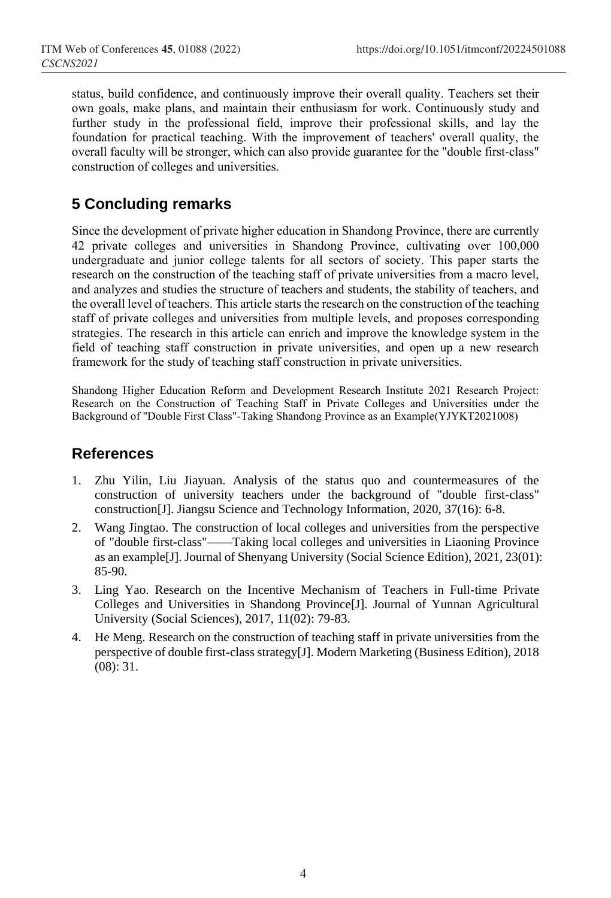status, build confidence, and continuously improve their overall quality. Teachers set their own goals, make plans, and maintain their enthusiasm for work. Continuously study and further study in the professional field, improve their professional skills, and lay the foundation for practical teaching. With the improvement of teachers' overall quality, the overall faculty will be stronger, which can also provide guarantee for the "double first-class" construction of colleges and universities.

## 5 Concluding remarks

Since the development of private higher education in Shandong Province, there are currently 42 private colleges and universities in Shandong Province, cultivating over 100,000 undergraduate and junior college talents for all sectors of society. This paper starts the research on the construction of the teaching staff of private universities from a macro level, and analyzes and studies the structure of teachers and students, the stability of teachers, and the overall level of teachers. This article starts the research on the construction of the teaching staff of private colleges and universities from multiple levels, and proposes corresponding strategies. The research in this article can enrich and improve the knowledge system in the field of teaching staff construction in private universities, and open up a new research framework for the study of teaching staff construction in private universities.

Shandong Higher Education Reform and Development Research Institute 2021 Research Project: Research on the Construction of Teaching Staff in Private Colleges and Universities under the Background of "Double First Class"-Taking Shandong Province as an Example(YJYKT2021008)

## References

1. Zhu Yilin, Liu Jiayuan. Analysis of the status quo and countermeasures of the construction of university teachers under the background of "double first-class" construction[J]. Jiangsu Science and Technology Information, 2020, 37(16): 6-8.
2. Wang Jingtao. The construction of local colleges and universities from the perspective of "double first-class"——Taking local colleges and universities in Liaoning Province as an example[J]. Journal of Shenyang University (Social Science Edition), 2021, 23(01): 85-90.
3. Ling Yao. Research on the Incentive Mechanism of Teachers in Full-time Private Colleges and Universities in Shandong Province[J]. Journal of Yunnan Agricultural University (Social Sciences), 2017, 11(02): 79-83.
4. He Meng. Research on the construction of teaching staff in private universities from the perspective of double first-class strategy[J]. Modern Marketing (Business Edition), 2018 (08): 31.